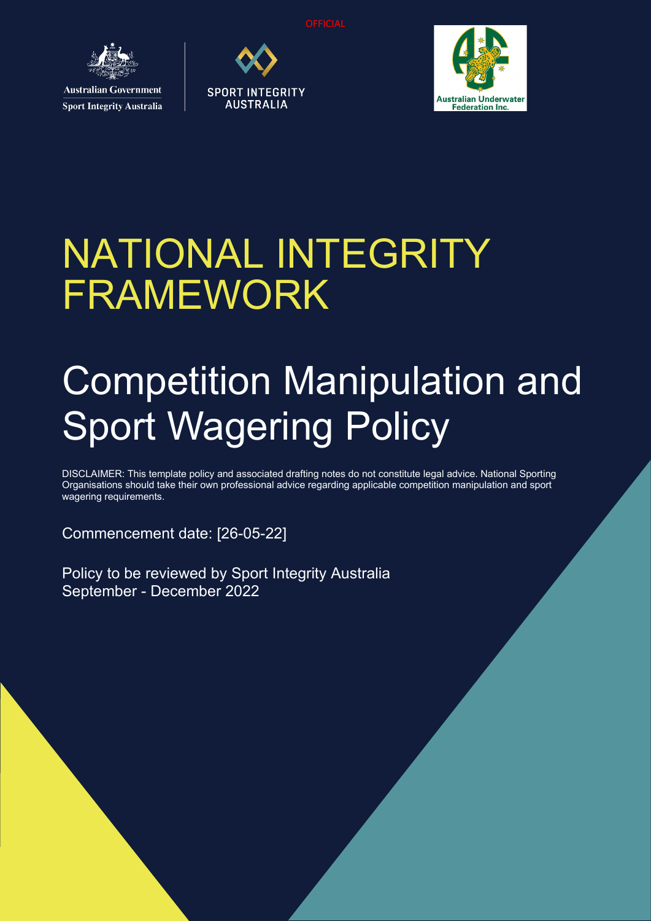OFFICIAL

Australian Government
Sport Integrity Australia

SPORT INTEGRITY AUSTRALIA

Australian Underwater Federation Inc.

# NATIONAL INTEGRITY FRAMEWORK

# Competition Manipulation and Sport Wagering Policy

DISCLAIMER: This template policy and associated drafting notes do not constitute legal advice. National Sporting Organisations should take their own professional advice regarding applicable competition manipulation and sport wagering requirements.

Commencement date: [26-05-22]

Policy to be reviewed by Sport Integrity Australia
September - December 2022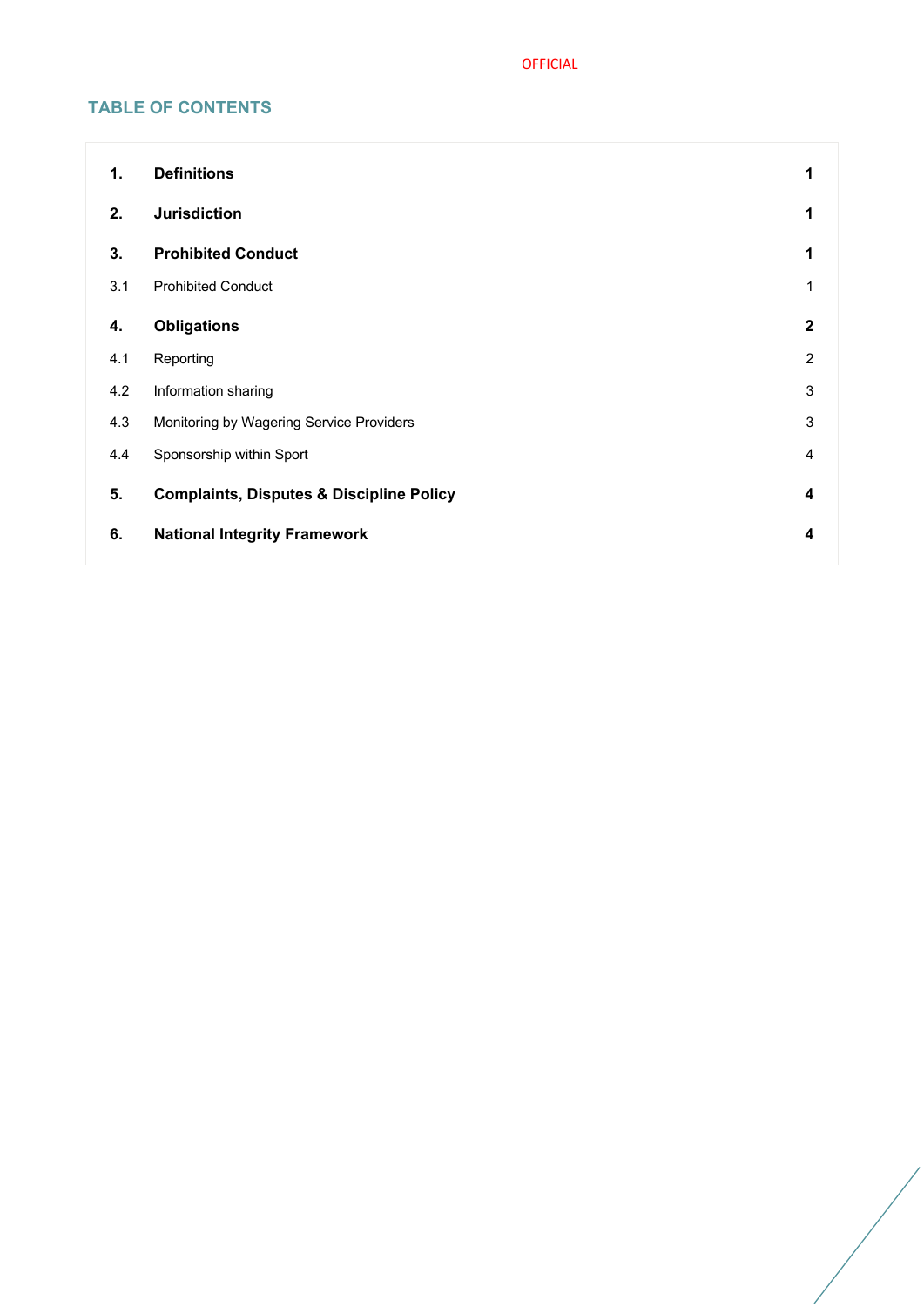## TABLE OF CONTENTS

| | | |
|---|---|---|
| **1.** | **Definitions** | **1** |
| **2.** | **Jurisdiction** | **1** |
| **3.** | **Prohibited Conduct** | **1** |
| 3.1 | Prohibited Conduct | 1 |
| **4.** | **Obligations** | **2** |
| 4.1 | Reporting | 2 |
| 4.2 | Information sharing | 3 |
| 4.3 | Monitoring by Wagering Service Providers | 3 |
| 4.4 | Sponsorship within Sport | 4 |
| **5.** | **Complaints, Disputes & Discipline Policy** | **4** |
| **6.** | **National Integrity Framework** | **4** |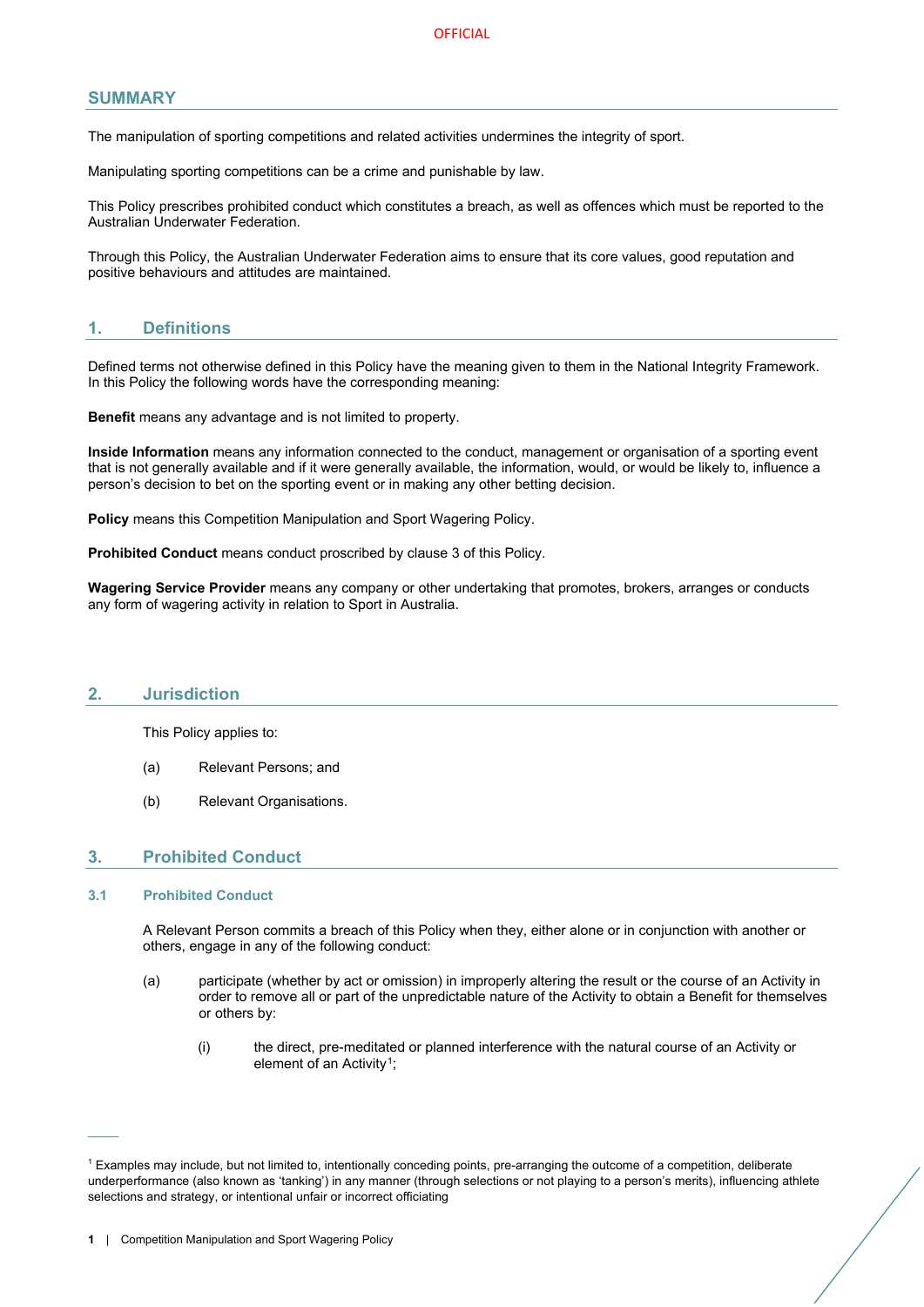## SUMMARY

The manipulation of sporting competitions and related activities undermines the integrity of sport.

Manipulating sporting competitions can be a crime and punishable by law.

This Policy prescribes prohibited conduct which constitutes a breach, as well as offences which must be reported to the Australian Underwater Federation.

Through this Policy, the Australian Underwater Federation aims to ensure that its core values, good reputation and positive behaviours and attitudes are maintained.

## 1. Definitions

Defined terms not otherwise defined in this Policy have the meaning given to them in the National Integrity Framework. In this Policy the following words have the corresponding meaning:

**Benefit** means any advantage and is not limited to property.

**Inside Information** means any information connected to the conduct, management or organisation of a sporting event that is not generally available and if it were generally available, the information, would, or would be likely to, influence a person's decision to bet on the sporting event or in making any other betting decision.

**Policy** means this Competition Manipulation and Sport Wagering Policy.

**Prohibited Conduct** means conduct proscribed by clause 3 of this Policy.

**Wagering Service Provider** means any company or other undertaking that promotes, brokers, arranges or conducts any form of wagering activity in relation to Sport in Australia.

## 2. Jurisdiction

This Policy applies to:

(a) Relevant Persons; and

(b) Relevant Organisations.

## 3. Prohibited Conduct

### 3.1 Prohibited Conduct

A Relevant Person commits a breach of this Policy when they, either alone or in conjunction with another or others, engage in any of the following conduct:

(a) participate (whether by act or omission) in improperly altering the result or the course of an Activity in order to remove all or part of the unpredictable nature of the Activity to obtain a Benefit for themselves or others by:

(i) the direct, pre-meditated or planned interference with the natural course of an Activity or element of an Activity[1];

[1] Examples may include, but not limited to, intentionally conceding points, pre-arranging the outcome of a competition, deliberate underperformance (also known as 'tanking') in any manner (through selections or not playing to a person's merits), influencing athlete selections and strategy, or intentional unfair or incorrect officiating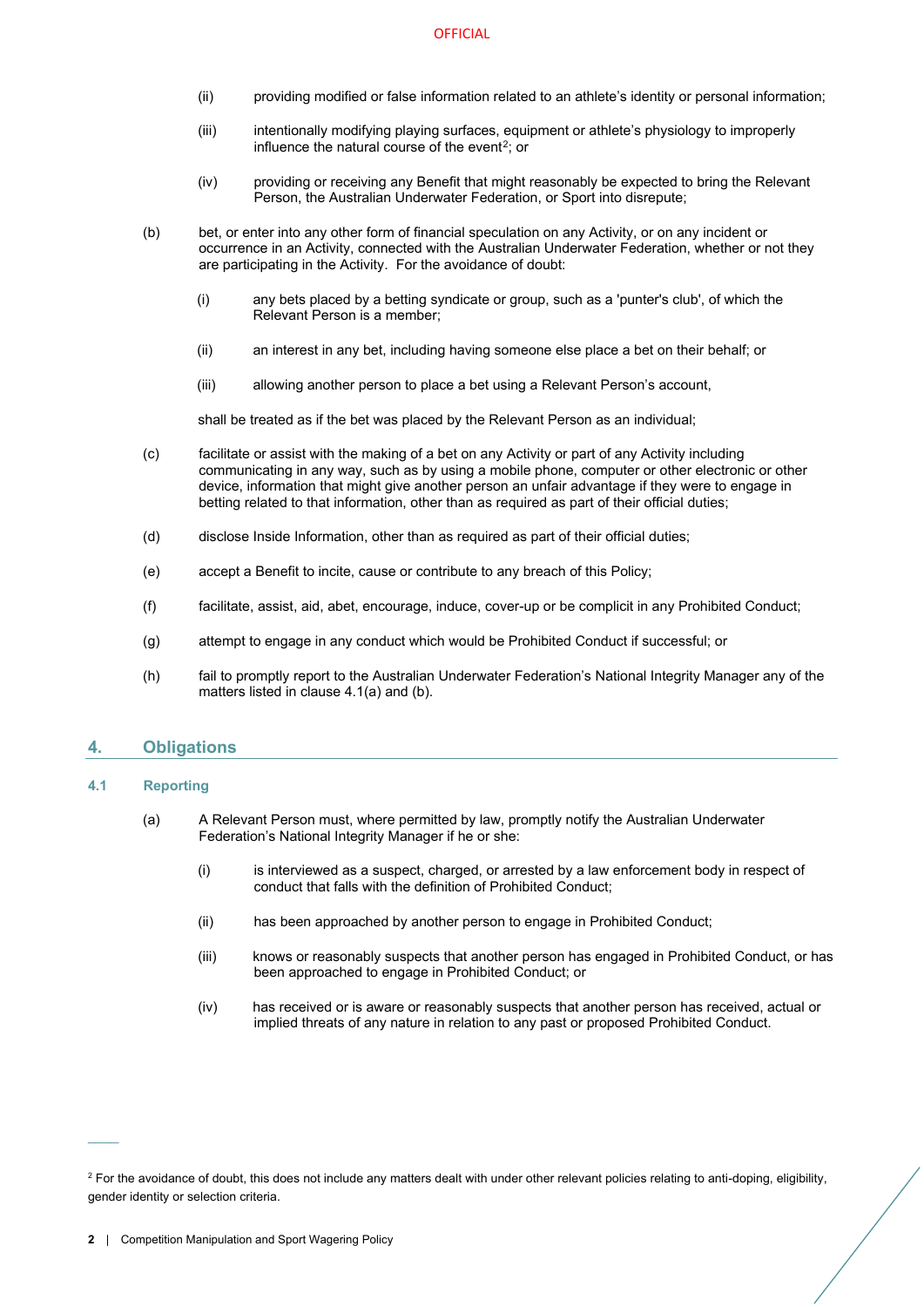(ii) providing modified or false information related to an athlete's identity or personal information;

(iii) intentionally modifying playing surfaces, equipment or athlete's physiology to improperly influence the natural course of the event[2]; or

(iv) providing or receiving any Benefit that might reasonably be expected to bring the Relevant Person, the Australian Underwater Federation, or Sport into disrepute;

(b) bet, or enter into any other form of financial speculation on any Activity, or on any incident or occurrence in an Activity, connected with the Australian Underwater Federation, whether or not they are participating in the Activity. For the avoidance of doubt:

(i) any bets placed by a betting syndicate or group, such as a 'punter's club', of which the Relevant Person is a member;

(ii) an interest in any bet, including having someone else place a bet on their behalf; or

(iii) allowing another person to place a bet using a Relevant Person's account,

shall be treated as if the bet was placed by the Relevant Person as an individual;

(c) facilitate or assist with the making of a bet on any Activity or part of any Activity including communicating in any way, such as by using a mobile phone, computer or other electronic or other device, information that might give another person an unfair advantage if they were to engage in betting related to that information, other than as required as part of their official duties;

(d) disclose Inside Information, other than as required as part of their official duties;

(e) accept a Benefit to incite, cause or contribute to any breach of this Policy;

(f) facilitate, assist, aid, abet, encourage, induce, cover-up or be complicit in any Prohibited Conduct;

(g) attempt to engage in any conduct which would be Prohibited Conduct if successful; or

(h) fail to promptly report to the Australian Underwater Federation's National Integrity Manager any of the matters listed in clause 4.1(a) and (b).

## 4. Obligations

### 4.1 Reporting

(a) A Relevant Person must, where permitted by law, promptly notify the Australian Underwater Federation's National Integrity Manager if he or she:

(i) is interviewed as a suspect, charged, or arrested by a law enforcement body in respect of conduct that falls with the definition of Prohibited Conduct;

(ii) has been approached by another person to engage in Prohibited Conduct;

(iii) knows or reasonably suspects that another person has engaged in Prohibited Conduct, or has been approached to engage in Prohibited Conduct; or

(iv) has received or is aware or reasonably suspects that another person has received, actual or implied threats of any nature in relation to any past or proposed Prohibited Conduct.

---

[2] For the avoidance of doubt, this does not include any matters dealt with under other relevant policies relating to anti-doping, eligibility, gender identity or selection criteria.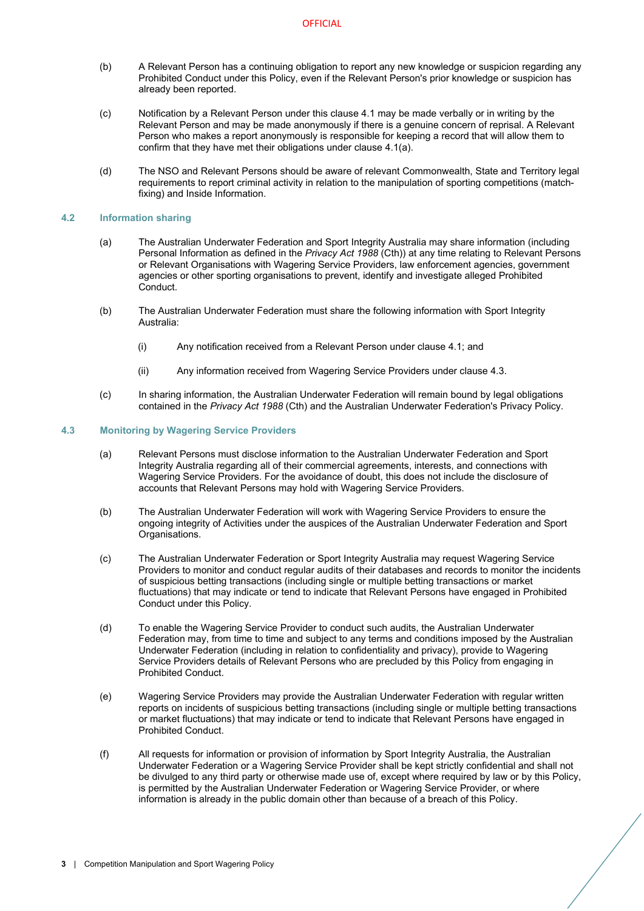(b) A Relevant Person has a continuing obligation to report any new knowledge or suspicion regarding any Prohibited Conduct under this Policy, even if the Relevant Person's prior knowledge or suspicion has already been reported.

(c) Notification by a Relevant Person under this clause 4.1 may be made verbally or in writing by the Relevant Person and may be made anonymously if there is a genuine concern of reprisal. A Relevant Person who makes a report anonymously is responsible for keeping a record that will allow them to confirm that they have met their obligations under clause 4.1(a).

(d) The NSO and Relevant Persons should be aware of relevant Commonwealth, State and Territory legal requirements to report criminal activity in relation to the manipulation of sporting competitions (match-fixing) and Inside Information.

### 4.2 Information sharing

(a) The Australian Underwater Federation and Sport Integrity Australia may share information (including Personal Information as defined in the *Privacy Act 1988* (Cth)) at any time relating to Relevant Persons or Relevant Organisations with Wagering Service Providers, law enforcement agencies, government agencies or other sporting organisations to prevent, identify and investigate alleged Prohibited Conduct.

(b) The Australian Underwater Federation must share the following information with Sport Integrity Australia:

  (i) Any notification received from a Relevant Person under clause 4.1; and

  (ii) Any information received from Wagering Service Providers under clause 4.3.

(c) In sharing information, the Australian Underwater Federation will remain bound by legal obligations contained in the *Privacy Act 1988* (Cth) and the Australian Underwater Federation's Privacy Policy.

### 4.3 Monitoring by Wagering Service Providers

(a) Relevant Persons must disclose information to the Australian Underwater Federation and Sport Integrity Australia regarding all of their commercial agreements, interests, and connections with Wagering Service Providers. For the avoidance of doubt, this does not include the disclosure of accounts that Relevant Persons may hold with Wagering Service Providers.

(b) The Australian Underwater Federation will work with Wagering Service Providers to ensure the ongoing integrity of Activities under the auspices of the Australian Underwater Federation and Sport Organisations.

(c) The Australian Underwater Federation or Sport Integrity Australia may request Wagering Service Providers to monitor and conduct regular audits of their databases and records to monitor the incidents of suspicious betting transactions (including single or multiple betting transactions or market fluctuations) that may indicate or tend to indicate that Relevant Persons have engaged in Prohibited Conduct under this Policy.

(d) To enable the Wagering Service Provider to conduct such audits, the Australian Underwater Federation may, from time to time and subject to any terms and conditions imposed by the Australian Underwater Federation (including in relation to confidentiality and privacy), provide to Wagering Service Providers details of Relevant Persons who are precluded by this Policy from engaging in Prohibited Conduct.

(e) Wagering Service Providers may provide the Australian Underwater Federation with regular written reports on incidents of suspicious betting transactions (including single or multiple betting transactions or market fluctuations) that may indicate or tend to indicate that Relevant Persons have engaged in Prohibited Conduct.

(f) All requests for information or provision of information by Sport Integrity Australia, the Australian Underwater Federation or a Wagering Service Provider shall be kept strictly confidential and shall not be divulged to any third party or otherwise made use of, except where required by law or by this Policy, is permitted by the Australian Underwater Federation or Wagering Service Provider, or where information is already in the public domain other than because of a breach of this Policy.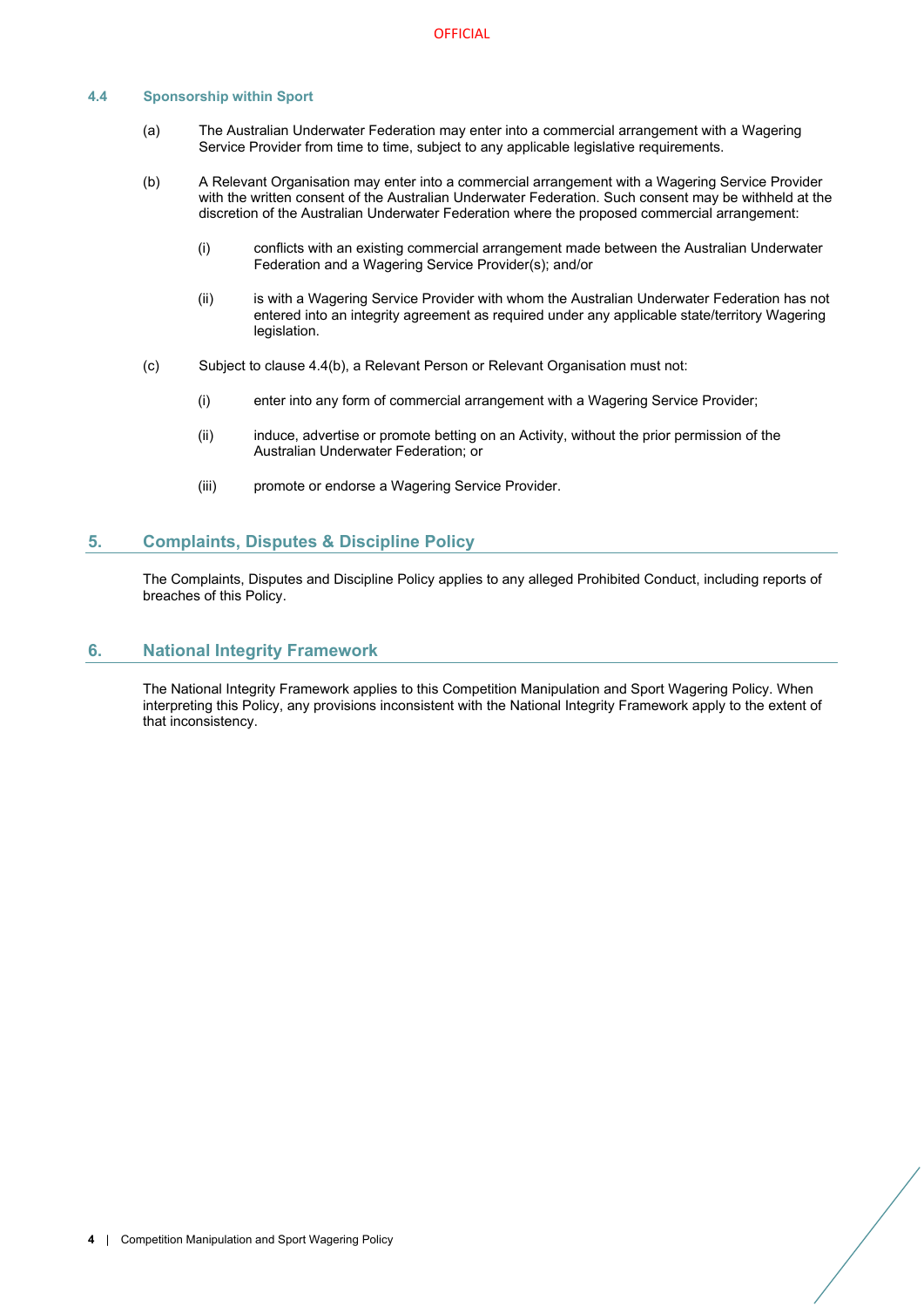### 4.4 Sponsorship within Sport

(a) The Australian Underwater Federation may enter into a commercial arrangement with a Wagering Service Provider from time to time, subject to any applicable legislative requirements.

(b) A Relevant Organisation may enter into a commercial arrangement with a Wagering Service Provider with the written consent of the Australian Underwater Federation. Such consent may be withheld at the discretion of the Australian Underwater Federation where the proposed commercial arrangement:

(i) conflicts with an existing commercial arrangement made between the Australian Underwater Federation and a Wagering Service Provider(s); and/or

(ii) is with a Wagering Service Provider with whom the Australian Underwater Federation has not entered into an integrity agreement as required under any applicable state/territory Wagering legislation.

(c) Subject to clause 4.4(b), a Relevant Person or Relevant Organisation must not:

(i) enter into any form of commercial arrangement with a Wagering Service Provider;

(ii) induce, advertise or promote betting on an Activity, without the prior permission of the Australian Underwater Federation; or

(iii) promote or endorse a Wagering Service Provider.

## 5. Complaints, Disputes & Discipline Policy

The Complaints, Disputes and Discipline Policy applies to any alleged Prohibited Conduct, including reports of breaches of this Policy.

## 6. National Integrity Framework

The National Integrity Framework applies to this Competition Manipulation and Sport Wagering Policy. When interpreting this Policy, any provisions inconsistent with the National Integrity Framework apply to the extent of that inconsistency.